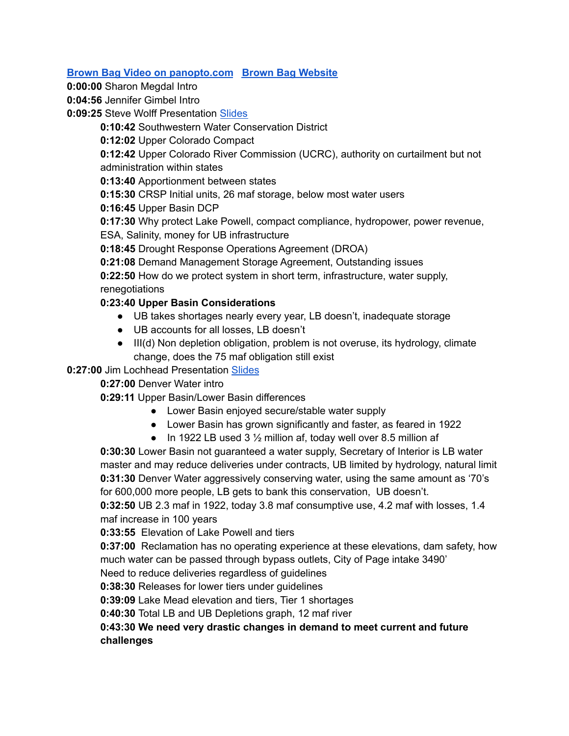[Brown Bag Video on panopto.com](#) [Brown Bag Website](#)

**0:00:00** Sharon Megdal Intro

**0:04:56** Jennifer Gimbel Intro

**0:09:25** Steve Wolff Presentation [Slides](#)

- **0:10:42** Southwestern Water Conservation District
- **0:12:02** Upper Colorado Compact
- **0:12:42** Upper Colorado River Commission (UCRC), authority on curtailment but not administration within states
- **0:13:40** Apportionment between states
- **0:15:30** CRSP Initial units, 26 maf storage, below most water users
- **0:16:45** Upper Basin DCP
- **0:17:30** Why protect Lake Powell, compact compliance, hydropower, power revenue, ESA, Salinity, money for UB infrastructure
- **0:18:45** Drought Response Operations Agreement (DROA)
- **0:21:08** Demand Management Storage Agreement, Outstanding issues
- **0:22:50** How do we protect system in short term, infrastructure, water supply, renegotiations
- **0:23:40 Upper Basin Considerations**
    - UB takes shortages nearly every year, LB doesn't, inadequate storage
    - UB accounts for all losses, LB doesn't
    - III(d) Non depletion obligation, problem is not overuse, its hydrology, climate change, does the 75 maf obligation still exist

**0:27:00** Jim Lochhead Presentation [Slides](#)

- **0:27:00** Denver Water intro
- **0:29:11** Upper Basin/Lower Basin differences
    - Lower Basin enjoyed secure/stable water supply
    - Lower Basin has grown significantly and faster, as feared in 1922
    - In 1922 LB used 3 ½ million af, today well over 8.5 million af
- **0:30:30** Lower Basin not guaranteed a water supply, Secretary of Interior is LB water master and may reduce deliveries under contracts, UB limited by hydrology, natural limit
- **0:31:30** Denver Water aggressively conserving water, using the same amount as '70's for 600,000 more people, LB gets to bank this conservation, UB doesn't.
- **0:32:50** UB 2.3 maf in 1922, today 3.8 maf consumptive use, 4.2 maf with losses, 1.4 maf increase in 100 years
- **0:33:55** Elevation of Lake Powell and tiers
- **0:37:00** Reclamation has no operating experience at these elevations, dam safety, how much water can be passed through bypass outlets, City of Page intake 3490'
  Need to reduce deliveries regardless of guidelines
- **0:38:30** Releases for lower tiers under guidelines
- **0:39:09** Lake Mead elevation and tiers, Tier 1 shortages
- **0:40:30** Total LB and UB Depletions graph, 12 maf river
- **0:43:30 We need very drastic changes in demand to meet current and future challenges**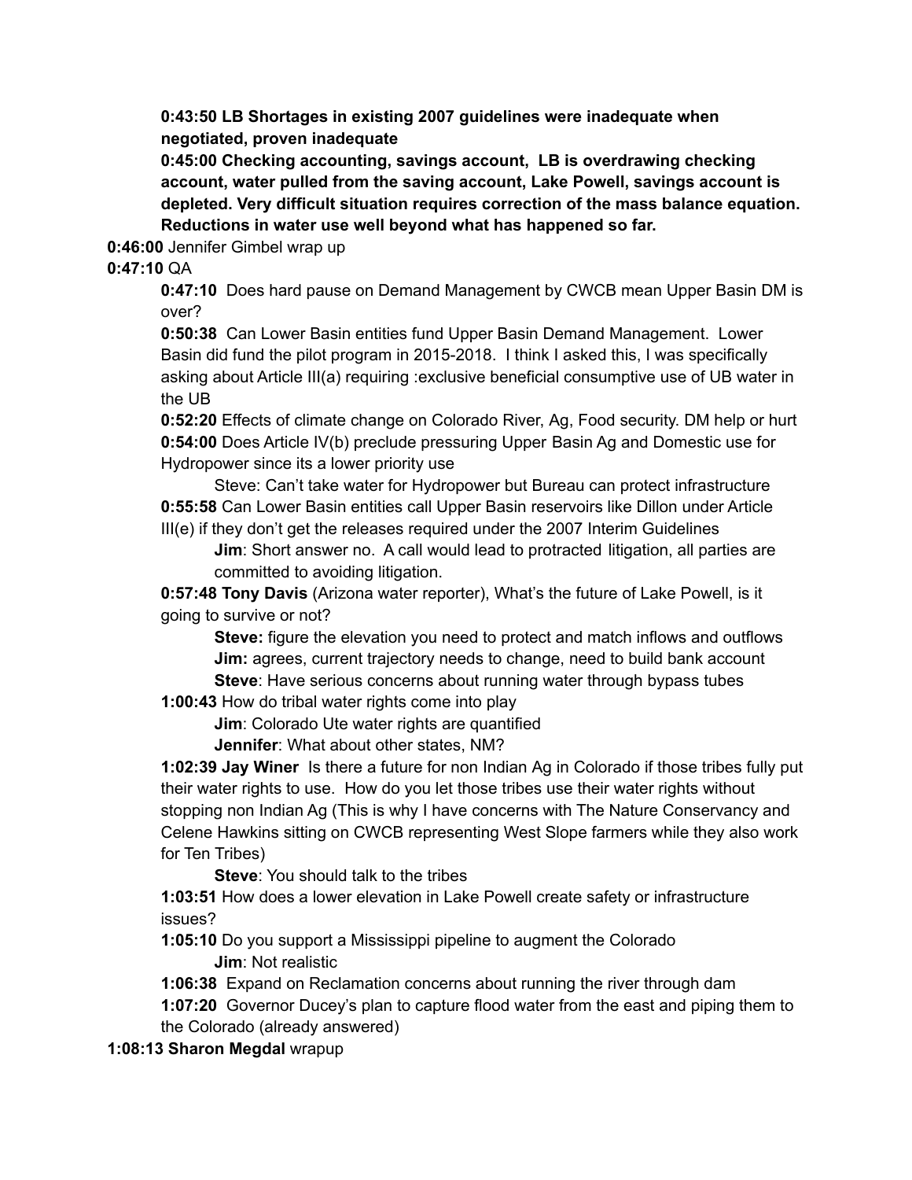**0:43:50 LB Shortages in existing 2007 guidelines were inadequate when negotiated, proven inadequate**

**0:45:00 Checking accounting, savings account, LB is overdrawing checking account, water pulled from the saving account, Lake Powell, savings account is depleted. Very difficult situation requires correction of the mass balance equation. Reductions in water use well beyond what has happened so far.**

**0:46:00** Jennifer Gimbel wrap up

**0:47:10** QA

- **0:47:10** Does hard pause on Demand Management by CWCB mean Upper Basin DM is over?
- **0:50:38** Can Lower Basin entities fund Upper Basin Demand Management. Lower Basin did fund the pilot program in 2015-2018. I think I asked this, I was specifically asking about Article III(a) requiring :exclusive beneficial consumptive use of UB water in the UB
- **0:52:20** Effects of climate change on Colorado River, Ag, Food security. DM help or hurt
- **0:54:00** Does Article IV(b) preclude pressuring Upper Basin Ag and Domestic use for Hydropower since its a lower priority use
  - Steve: Can't take water for Hydropower but Bureau can protect infrastructure
- **0:55:58** Can Lower Basin entities call Upper Basin reservoirs like Dillon under Article III(e) if they don't get the releases required under the 2007 Interim Guidelines
  - **Jim**: Short answer no. A call would lead to protracted litigation, all parties are committed to avoiding litigation.
- **0:57:48 Tony Davis** (Arizona water reporter), What's the future of Lake Powell, is it going to survive or not?
  - **Steve:** figure the elevation you need to protect and match inflows and outflows
  - **Jim:** agrees, current trajectory needs to change, need to build bank account
  - **Steve**: Have serious concerns about running water through bypass tubes
- **1:00:43** How do tribal water rights come into play
  - **Jim**: Colorado Ute water rights are quantified
  - **Jennifer**: What about other states, NM?
- **1:02:39 Jay Winer** Is there a future for non Indian Ag in Colorado if those tribes fully put their water rights to use. How do you let those tribes use their water rights without stopping non Indian Ag (This is why I have concerns with The Nature Conservancy and Celene Hawkins sitting on CWCB representing West Slope farmers while they also work for Ten Tribes)
  - **Steve**: You should talk to the tribes
- **1:03:51** How does a lower elevation in Lake Powell create safety or infrastructure issues?
- **1:05:10** Do you support a Mississippi pipeline to augment the Colorado
  - **Jim**: Not realistic
- **1:06:38** Expand on Reclamation concerns about running the river through dam
- **1:07:20** Governor Ducey's plan to capture flood water from the east and piping them to the Colorado (already answered)

**1:08:13 Sharon Megdal** wrapup